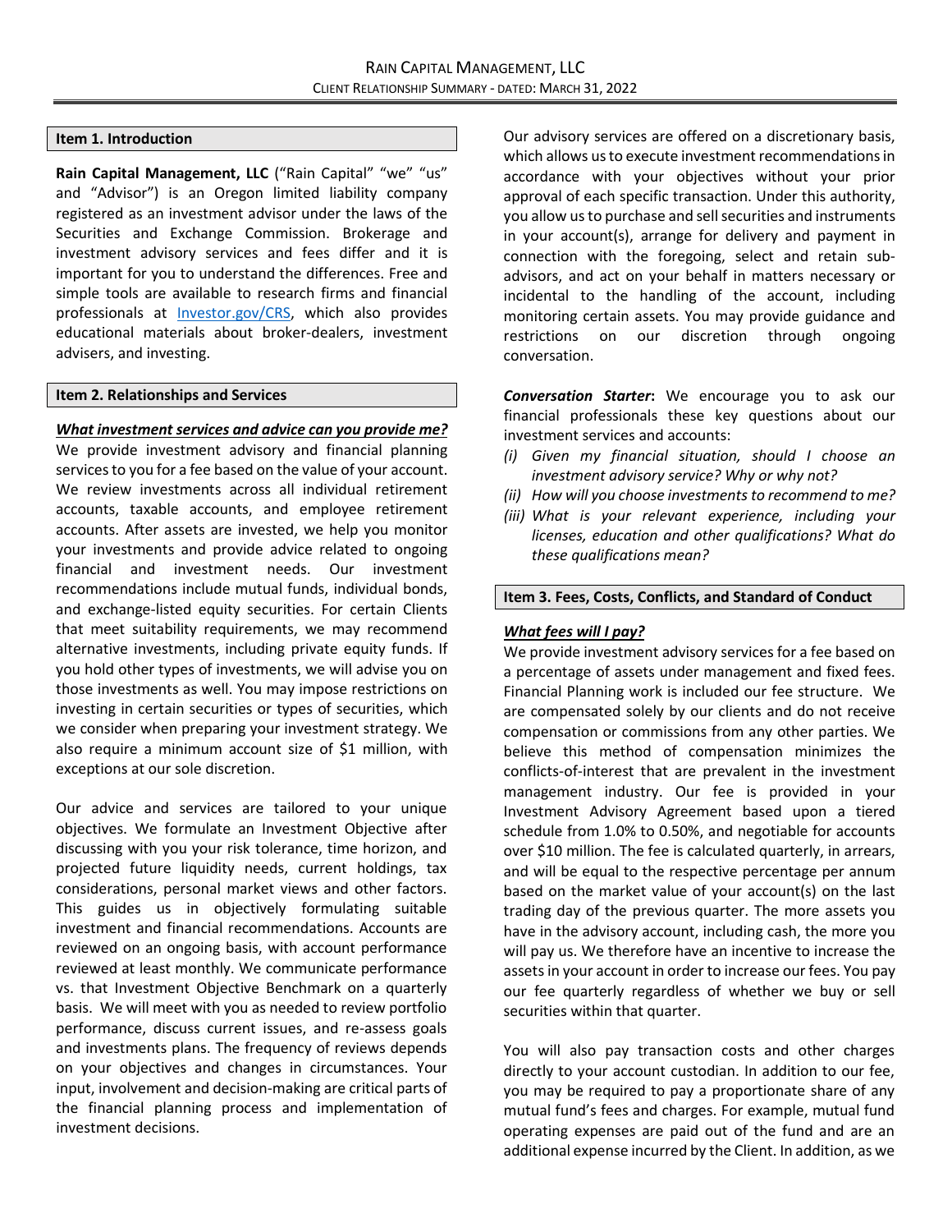# RAIN CAPITAL MANAGEMENT, LLC

CLIENT RELATIONSHIP SUMMARY - DATED: MARCH 31, 2022

## Item 1. Introduction

**Rain Capital Management, LLC** ("Rain Capital" "we" "us" and "Advisor") is an Oregon limited liability company registered as an investment advisor under the laws of the Securities and Exchange Commission. Brokerage and investment advisory services and fees differ and it is important for you to understand the differences. Free and simple tools are available to research firms and financial professionals at [Investor.gov/CRS](Investor.gov/CRS), which also provides educational materials about broker-dealers, investment advisers, and investing.

## Item 2. Relationships and Services

***What investment services and advice can you provide me?***

We provide investment advisory and financial planning services to you for a fee based on the value of your account. We review investments across all individual retirement accounts, taxable accounts, and employee retirement accounts. After assets are invested, we help you monitor your investments and provide advice related to ongoing financial and investment needs. Our investment recommendations include mutual funds, individual bonds, and exchange-listed equity securities. For certain Clients that meet suitability requirements, we may recommend alternative investments, including private equity funds. If you hold other types of investments, we will advise you on those investments as well. You may impose restrictions on investing in certain securities or types of securities, which we consider when preparing your investment strategy. We also require a minimum account size of $1 million, with exceptions at our sole discretion.

Our advice and services are tailored to your unique objectives. We formulate an Investment Objective after discussing with you your risk tolerance, time horizon, and projected future liquidity needs, current holdings, tax considerations, personal market views and other factors. This guides us in objectively formulating suitable investment and financial recommendations. Accounts are reviewed on an ongoing basis, with account performance reviewed at least monthly. We communicate performance vs. that Investment Objective Benchmark on a quarterly basis. We will meet with you as needed to review portfolio performance, discuss current issues, and re-assess goals and investments plans. The frequency of reviews depends on your objectives and changes in circumstances. Your input, involvement and decision-making are critical parts of the financial planning process and implementation of investment decisions.

Our advisory services are offered on a discretionary basis, which allows us to execute investment recommendations in accordance with your objectives without your prior approval of each specific transaction. Under this authority, you allow us to purchase and sell securities and instruments in your account(s), arrange for delivery and payment in connection with the foregoing, select and retain sub-advisors, and act on your behalf in matters necessary or incidental to the handling of the account, including monitoring certain assets. You may provide guidance and restrictions on our discretion through ongoing conversation.

***Conversation Starter*:** We encourage you to ask our financial professionals these key questions about our investment services and accounts:

*(i) Given my financial situation, should I choose an investment advisory service? Why or why not?*

*(ii) How will you choose investments to recommend to me?*

*(iii) What is your relevant experience, including your licenses, education and other qualifications? What do these qualifications mean?*

## Item 3. Fees, Costs, Conflicts, and Standard of Conduct

***What fees will I pay?***

We provide investment advisory services for a fee based on a percentage of assets under management and fixed fees. Financial Planning work is included our fee structure. We are compensated solely by our clients and do not receive compensation or commissions from any other parties. We believe this method of compensation minimizes the conflicts-of-interest that are prevalent in the investment management industry. Our fee is provided in your Investment Advisory Agreement based upon a tiered schedule from 1.0% to 0.50%, and negotiable for accounts over $10 million. The fee is calculated quarterly, in arrears, and will be equal to the respective percentage per annum based on the market value of your account(s) on the last trading day of the previous quarter. The more assets you have in the advisory account, including cash, the more you will pay us. We therefore have an incentive to increase the assets in your account in order to increase our fees. You pay our fee quarterly regardless of whether we buy or sell securities within that quarter.

You will also pay transaction costs and other charges directly to your account custodian. In addition to our fee, you may be required to pay a proportionate share of any mutual fund's fees and charges. For example, mutual fund operating expenses are paid out of the fund and are an additional expense incurred by the Client. In addition, as we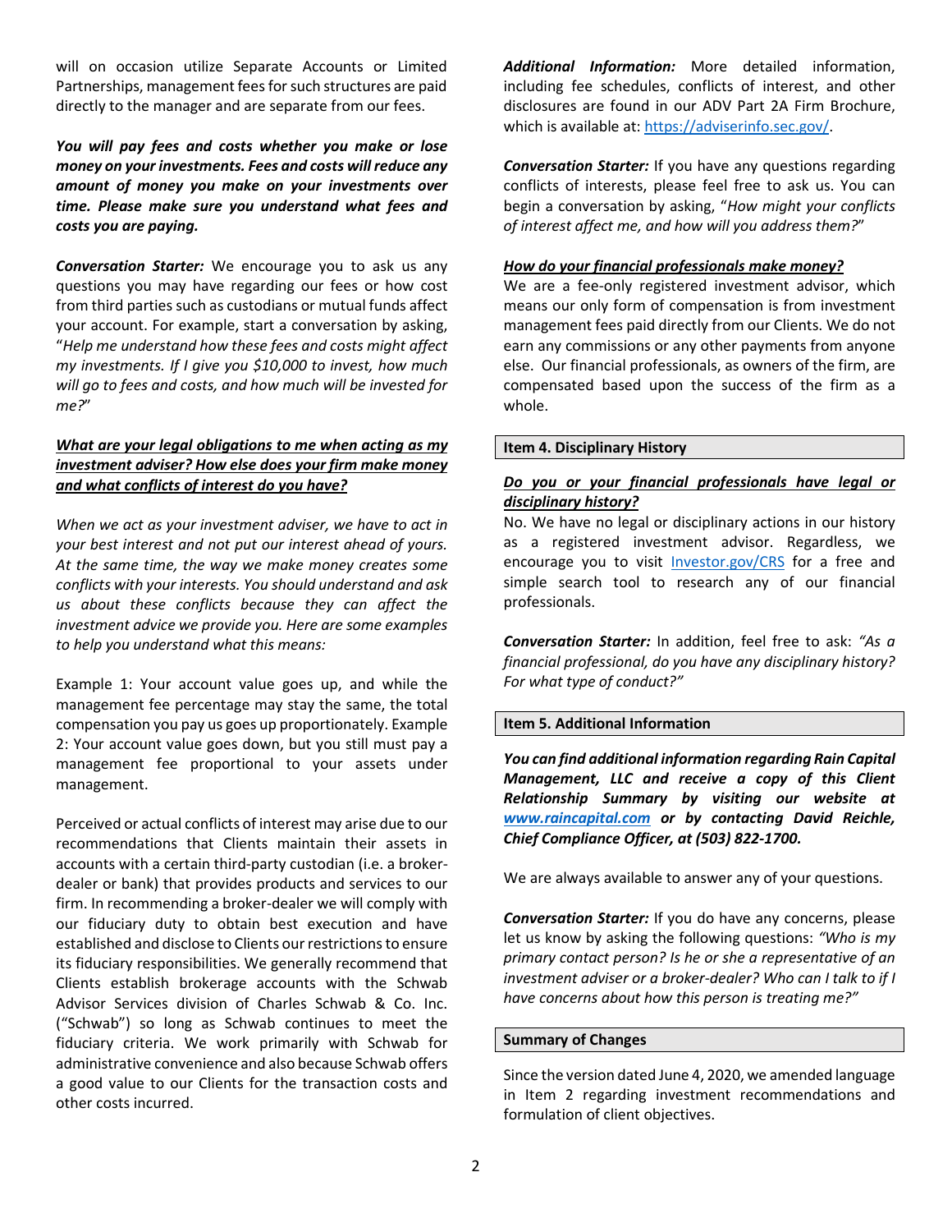will on occasion utilize Separate Accounts or Limited Partnerships, management fees for such structures are paid directly to the manager and are separate from our fees.

***You will pay fees and costs whether you make or lose money on your investments. Fees and costs will reduce any amount of money you make on your investments over time. Please make sure you understand what fees and costs you are paying.***

***Conversation Starter:*** We encourage you to ask us any questions you may have regarding our fees or how cost from third parties such as custodians or mutual funds affect your account. For example, start a conversation by asking, "*Help me understand how these fees and costs might affect my investments. If I give you $10,000 to invest, how much will go to fees and costs, and how much will be invested for me?*"

***<u>What are your legal obligations to me when acting as my investment adviser? How else does your firm make money and what conflicts of interest do you have?</u>***

*When we act as your investment adviser, we have to act in your best interest and not put our interest ahead of yours. At the same time, the way we make money creates some conflicts with your interests. You should understand and ask us about these conflicts because they can affect the investment advice we provide you. Here are some examples to help you understand what this means:*

Example 1: Your account value goes up, and while the management fee percentage may stay the same, the total compensation you pay us goes up proportionately. Example 2: Your account value goes down, but you still must pay a management fee proportional to your assets under management.

Perceived or actual conflicts of interest may arise due to our recommendations that Clients maintain their assets in accounts with a certain third-party custodian (i.e. a broker-dealer or bank) that provides products and services to our firm. In recommending a broker-dealer we will comply with our fiduciary duty to obtain best execution and have established and disclose to Clients our restrictions to ensure its fiduciary responsibilities. We generally recommend that Clients establish brokerage accounts with the Schwab Advisor Services division of Charles Schwab & Co. Inc. ("Schwab") so long as Schwab continues to meet the fiduciary criteria. We work primarily with Schwab for administrative convenience and also because Schwab offers a good value to our Clients for the transaction costs and other costs incurred.

***Additional Information:*** More detailed information, including fee schedules, conflicts of interest, and other disclosures are found in our ADV Part 2A Firm Brochure, which is available at: https://adviserinfo.sec.gov/.

***Conversation Starter:*** If you have any questions regarding conflicts of interests, please feel free to ask us. You can begin a conversation by asking, "*How might your conflicts of interest affect me, and how will you address them?*"

***<u>How do your financial professionals make money?</u>***

We are a fee-only registered investment advisor, which means our only form of compensation is from investment management fees paid directly from our Clients. We do not earn any commissions or any other payments from anyone else. Our financial professionals, as owners of the firm, are compensated based upon the success of the firm as a whole.

## Item 4. Disciplinary History

***<u>Do you or your financial professionals have legal or disciplinary history?</u>***

No. We have no legal or disciplinary actions in our history as a registered investment advisor. Regardless, we encourage you to visit Investor.gov/CRS for a free and simple search tool to research any of our financial professionals.

***Conversation Starter:*** In addition, feel free to ask: *"As a financial professional, do you have any disciplinary history? For what type of conduct?"*

## Item 5. Additional Information

***You can find additional information regarding Rain Capital Management, LLC and receive a copy of this Client Relationship Summary by visiting our website at www.raincapital.com or by contacting David Reichle, Chief Compliance Officer, at (503) 822-1700.***

We are always available to answer any of your questions.

***Conversation Starter:*** If you do have any concerns, please let us know by asking the following questions: *"Who is my primary contact person? Is he or she a representative of an investment adviser or a broker-dealer? Who can I talk to if I have concerns about how this person is treating me?"*

## Summary of Changes

Since the version dated June 4, 2020, we amended language in Item 2 regarding investment recommendations and formulation of client objectives.